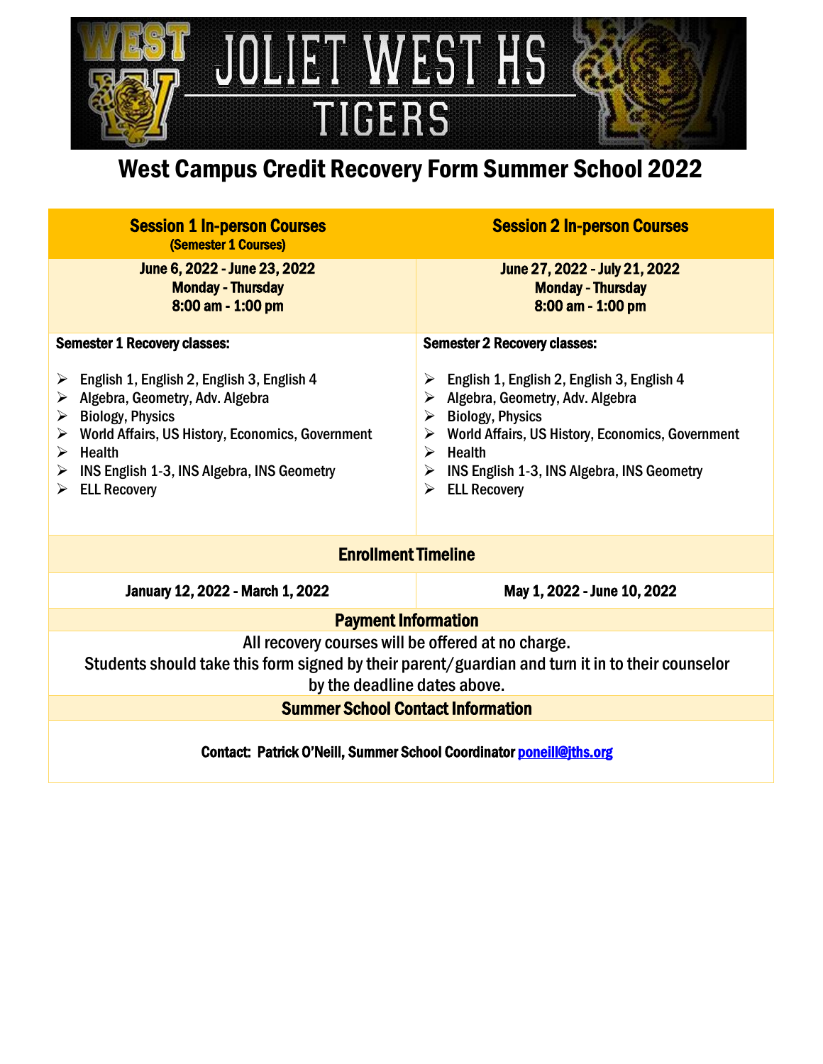# JOLIET WEST HS TIGERS

## West Campus Credit Recovery Form Summer School 2022

| **Session 1 In-person Courses** (Semester 1 Courses) | **Session 2 In-person Courses** |
|---|---|
| **June 6, 2022 - June 23, 2022** **Monday - Thursday** **8:00 am - 1:00 pm** | **June 27, 2022 - July 21, 2022** **Monday - Thursday** **8:00 am - 1:00 pm** |
| **Semester 1 Recovery classes:** <br>➢ English 1, English 2, English 3, English 4 <br>➢ Algebra, Geometry, Adv. Algebra <br>➢ Biology, Physics <br>➢ World Affairs, US History, Economics, Government <br>➢ Health <br>➢ INS English 1-3, INS Algebra, INS Geometry <br>➢ ELL Recovery | **Semester 2 Recovery classes:** <br>➢ English 1, English 2, English 3, English 4 <br>➢ Algebra, Geometry, Adv. Algebra <br>➢ Biology, Physics <br>➢ World Affairs, US History, Economics, Government <br>➢ Health <br>➢ INS English 1-3, INS Algebra, INS Geometry <br>➢ ELL Recovery |
| **Enrollment Timeline** | |
| **January 12, 2022 - March 1, 2022** | **May 1, 2022 - June 10, 2022** |

### Payment Information

All recovery courses will be offered at no charge.
Students should take this form signed by their parent/guardian and turn it in to their counselor by the deadline dates above.

### Summer School Contact Information

**Contact: Patrick O'Neill, Summer School Coordinator poneill@jths.org**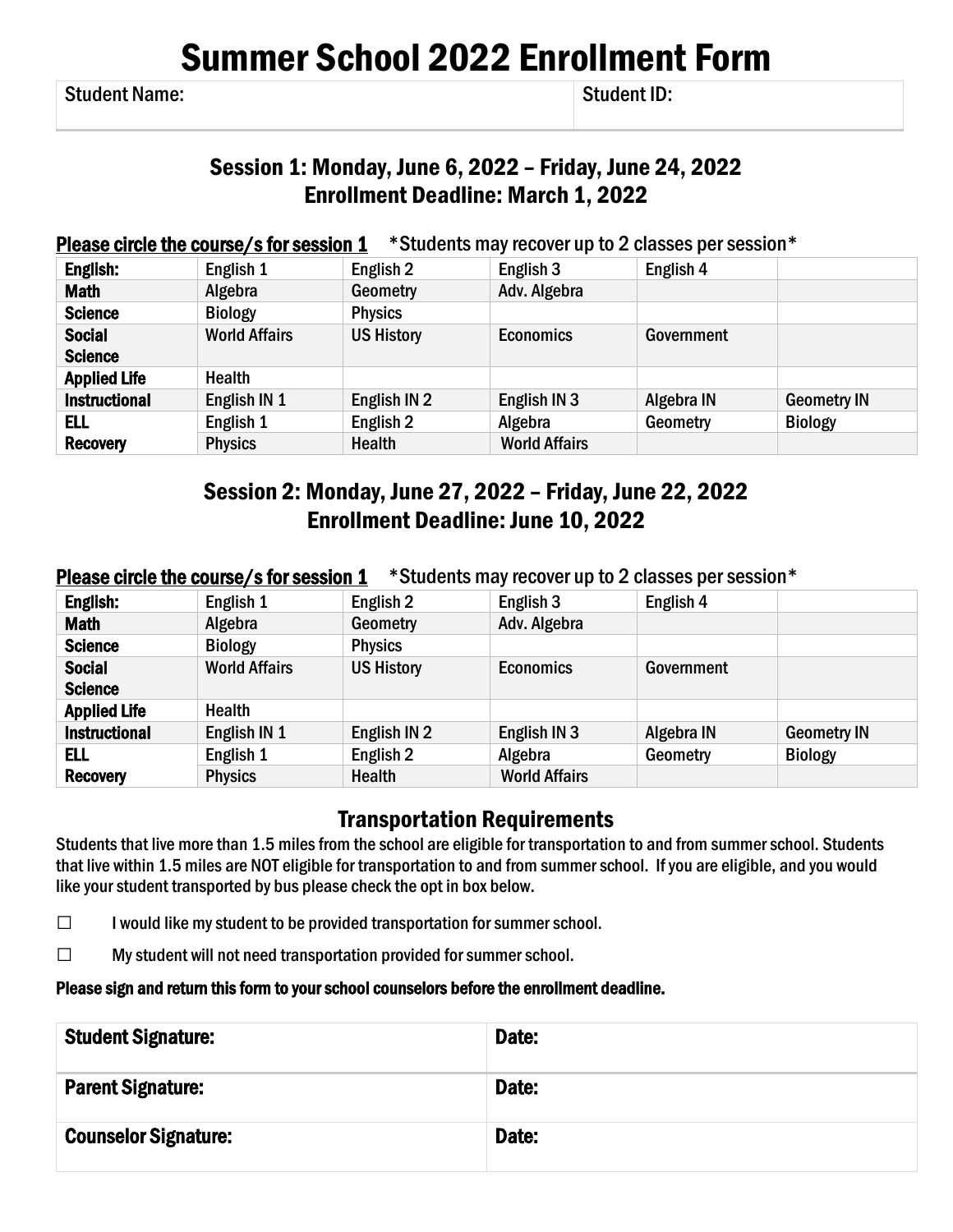# Summer School 2022 Enrollment Form

| Student Name: | Student ID: |
|---|---|

## Session 1: Monday, June 6, 2022 – Friday, June 24, 2022
## Enrollment Deadline: March 1, 2022

**Please circle the course/s for session 1** *Students may recover up to 2 classes per session*

| | | | | | |
|---|---|---|---|---|---|
| **English:** | English 1 | English 2 | English 3 | English 4 | |
| **Math** | Algebra | Geometry | Adv. Algebra | | |
| **Science** | Biology | Physics | | | |
| **Social Science** | World Affairs | US History | Economics | Government | |
| **Applied Life** | Health | | | | |
| **Instructional** | English IN 1 | English IN 2 | English IN 3 | Algebra IN | Geometry IN |
| **ELL** | English 1 | English 2 | Algebra | Geometry | Biology |
| **Recovery** | Physics | Health | World Affairs | | |

## Session 2: Monday, June 27, 2022 – Friday, June 22, 2022
## Enrollment Deadline: June 10, 2022

**Please circle the course/s for session 1** *Students may recover up to 2 classes per session*

| | | | | | |
|---|---|---|---|---|---|
| **English:** | English 1 | English 2 | English 3 | English 4 | |
| **Math** | Algebra | Geometry | Adv. Algebra | | |
| **Science** | Biology | Physics | | | |
| **Social Science** | World Affairs | US History | Economics | Government | |
| **Applied Life** | Health | | | | |
| **Instructional** | English IN 1 | English IN 2 | English IN 3 | Algebra IN | Geometry IN |
| **ELL** | English 1 | English 2 | Algebra | Geometry | Biology |
| **Recovery** | Physics | Health | World Affairs | | |

## Transportation Requirements

Students that live more than 1.5 miles from the school are eligible for transportation to and from summer school. Students that live within 1.5 miles are NOT eligible for transportation to and from summer school. If you are eligible, and you would like your student transported by bus please check the opt in box below.

☐ I would like my student to be provided transportation for summer school.

☐ My student will not need transportation provided for summer school.

**Please sign and return this form to your school counselors before the enrollment deadline.**

| | |
|---|---|
| **Student Signature:** | **Date:** |
| **Parent Signature:** | **Date:** |
| **Counselor Signature:** | **Date:** |